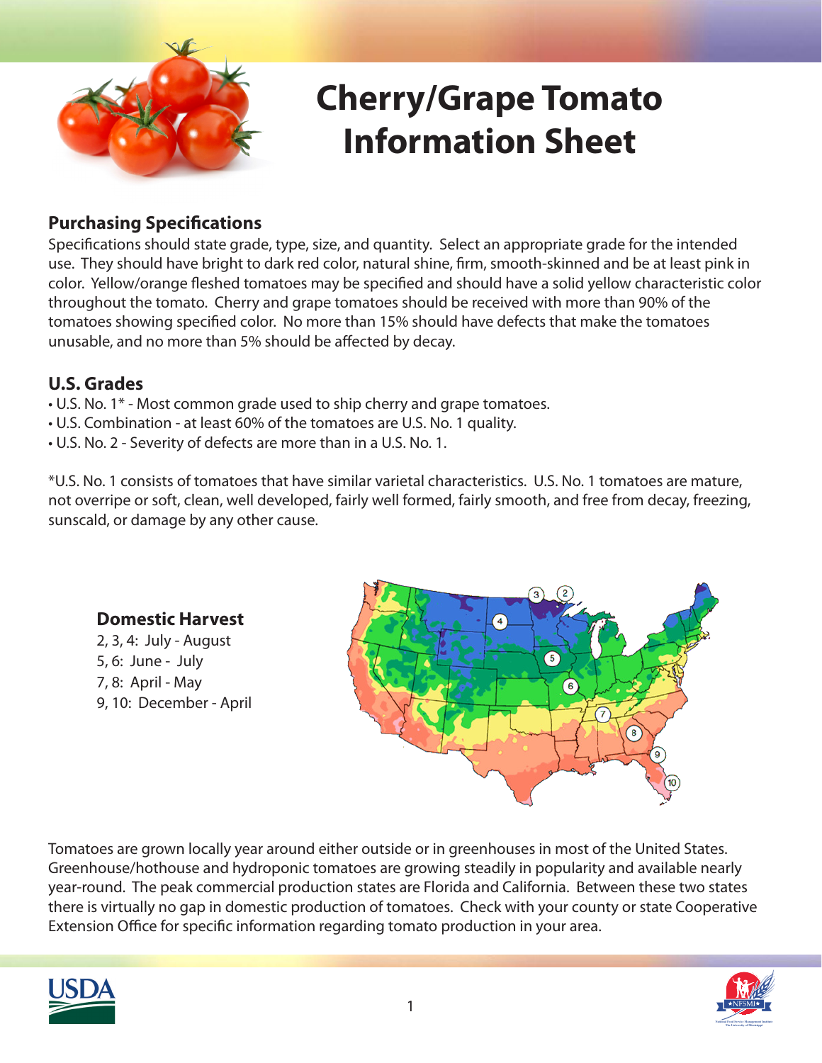# Cherry/Grape Tomato Information Sheet

## Purchasing Specifications

Specifications should state grade, type, size, and quantity. Select an appropriate grade for the intended use. They should have bright to dark red color, natural shine, firm, smooth-skinned and be at least pink in color. Yellow/orange fleshed tomatoes may be specified and should have a solid yellow characteristic color throughout the tomato. Cherry and grape tomatoes should be received with more than 90% of the tomatoes showing specified color. No more than 15% should have defects that make the tomatoes unusable, and no more than 5% should be affected by decay.

## U.S. Grades

- U.S. No. 1* - Most common grade used to ship cherry and grape tomatoes.
- U.S. Combination - at least 60% of the tomatoes are U.S. No. 1 quality.
- U.S. No. 2 - Severity of defects are more than in a U.S. No. 1.

*U.S. No. 1 consists of tomatoes that have similar varietal characteristics. U.S. No. 1 tomatoes are mature, not overripe or soft, clean, well developed, fairly well formed, fairly smooth, and free from decay, freezing, sunscald, or damage by any other cause.

## Domestic Harvest

2, 3, 4: July - August
5, 6: June - July
7, 8: April - May
9, 10: December - April

Tomatoes are grown locally year around either outside or in greenhouses in most of the United States. Greenhouse/hothouse and hydroponic tomatoes are growing steadily in popularity and available nearly year-round. The peak commercial production states are Florida and California. Between these two states there is virtually no gap in domestic production of tomatoes. Check with your county or state Cooperative Extension Office for specific information regarding tomato production in your area.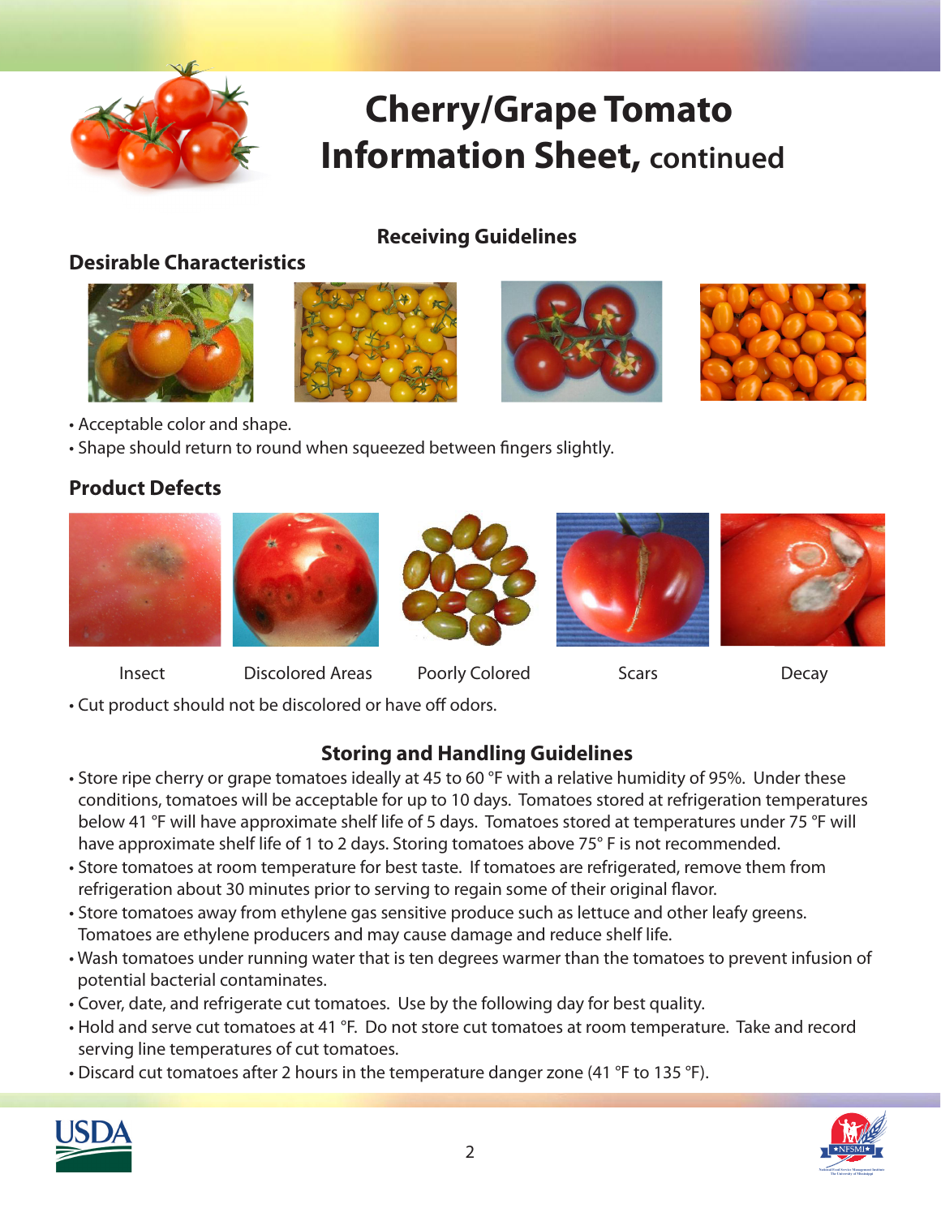# Cherry/Grape Tomato Information Sheet, continued

## Receiving Guidelines

### Desirable Characteristics

- Acceptable color and shape.
- Shape should return to round when squeezed between fingers slightly.

### Product Defects

Insect

Discolored Areas

Poorly Colored

Scars

Decay

- Cut product should not be discolored or have off odors.

## Storing and Handling Guidelines

- Store ripe cherry or grape tomatoes ideally at 45 to 60 °F with a relative humidity of 95%. Under these conditions, tomatoes will be acceptable for up to 10 days. Tomatoes stored at refrigeration temperatures below 41 °F will have approximate shelf life of 5 days. Tomatoes stored at temperatures under 75 °F will have approximate shelf life of 1 to 2 days. Storing tomatoes above 75° F is not recommended.
- Store tomatoes at room temperature for best taste. If tomatoes are refrigerated, remove them from refrigeration about 30 minutes prior to serving to regain some of their original flavor.
- Store tomatoes away from ethylene gas sensitive produce such as lettuce and other leafy greens. Tomatoes are ethylene producers and may cause damage and reduce shelf life.
- Wash tomatoes under running water that is ten degrees warmer than the tomatoes to prevent infusion of potential bacterial contaminates.
- Cover, date, and refrigerate cut tomatoes. Use by the following day for best quality.
- Hold and serve cut tomatoes at 41 °F. Do not store cut tomatoes at room temperature. Take and record serving line temperatures of cut tomatoes.
- Discard cut tomatoes after 2 hours in the temperature danger zone (41 °F to 135 °F).